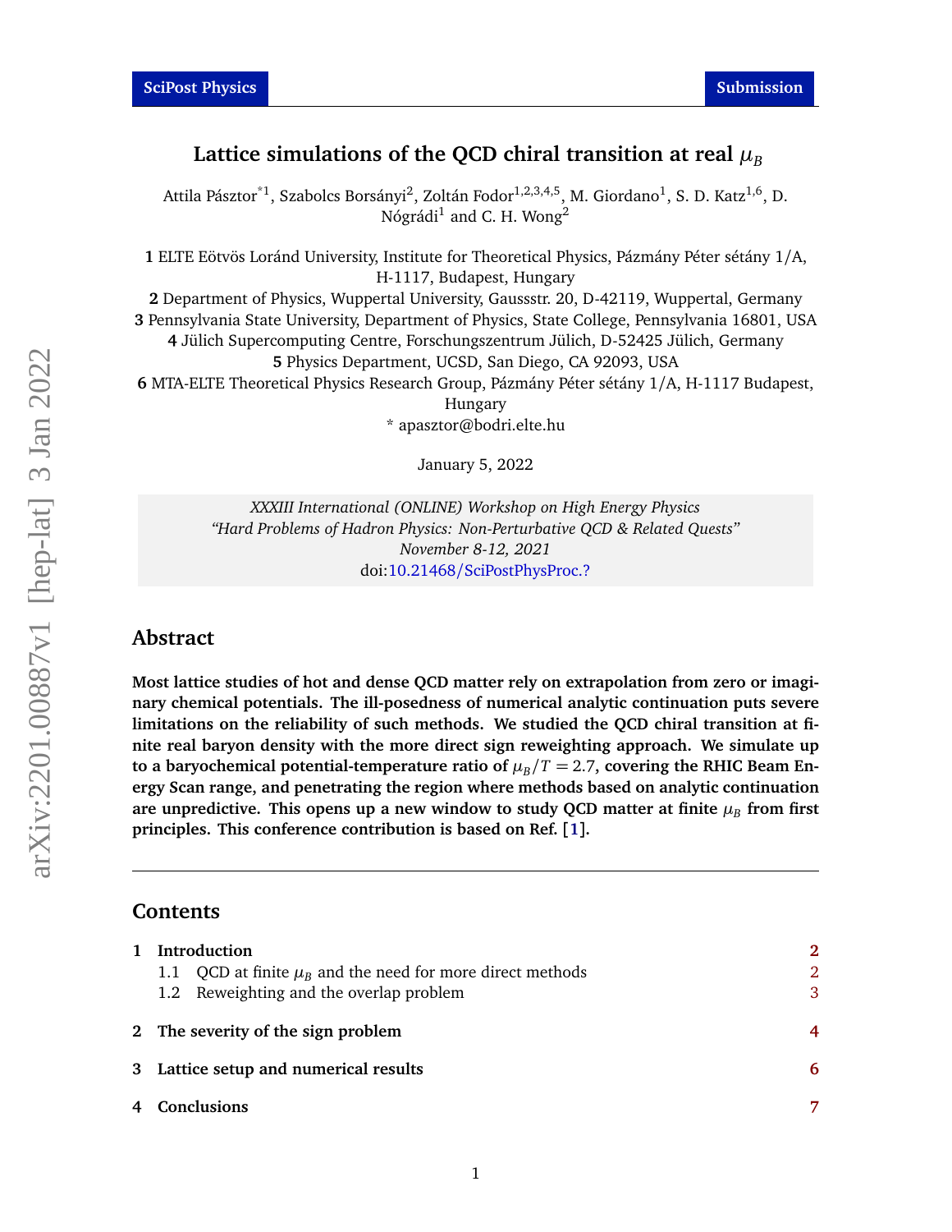# Lattice simulations of the QCD chiral transition at real $\mu_B$

Attila Pásztor[*1], Szabolcs Borsányi[2], Zoltán Fodor[1,2,3,4,5], M. Giordano[1], S. D. Katz[1,6], D. Nógrádi[1] and C. H. Wong[2]

**1** ELTE Eötvös Loránd University, Institute for Theoretical Physics, Pázmány Péter sétány 1/A, H-1117, Budapest, Hungary

**2** Department of Physics, Wuppertal University, Gaussstr. 20, D-42119, Wuppertal, Germany

**3** Pennsylvania State University, Department of Physics, State College, Pennsylvania 16801, USA

**4** Jülich Supercomputing Centre, Forschungszentrum Jülich, D-52425 Jülich, Germany

**5** Physics Department, UCSD, San Diego, CA 92093, USA

**6** MTA-ELTE Theoretical Physics Research Group, Pázmány Péter sétány 1/A, H-1117 Budapest, Hungary

* apasztor@bodri.elte.hu

January 5, 2022

*XXXIII International (ONLINE) Workshop on High Energy Physics*
*"Hard Problems of Hadron Physics: Non-Perturbative QCD & Related Quests"*
*November 8-12, 2021*
doi:10.21468/SciPostPhysProc.?

## Abstract

**Most lattice studies of hot and dense QCD matter rely on extrapolation from zero or imaginary chemical potentials. The ill-posedness of numerical analytic continuation puts severe limitations on the reliability of such methods. We studied the QCD chiral transition at finite real baryon density with the more direct sign reweighting approach. We simulate up to a baryochemical potential-temperature ratio of $\mu_B/T = 2.7$, covering the RHIC Beam Energy Scan range, and penetrating the region where methods based on analytic continuation are unpredictive. This opens up a new window to study QCD matter at finite $\mu_B$ from first principles. This conference contribution is based on Ref. [1].**

---

## Contents

- **1 Introduction** — 2
  - 1.1 QCD at finite $\mu_B$ and the need for more direct methods — 2
  - 1.2 Reweighting and the overlap problem — 3
- **2 The severity of the sign problem** — 4
- **3 Lattice setup and numerical results** — 6
- **4 Conclusions** — 7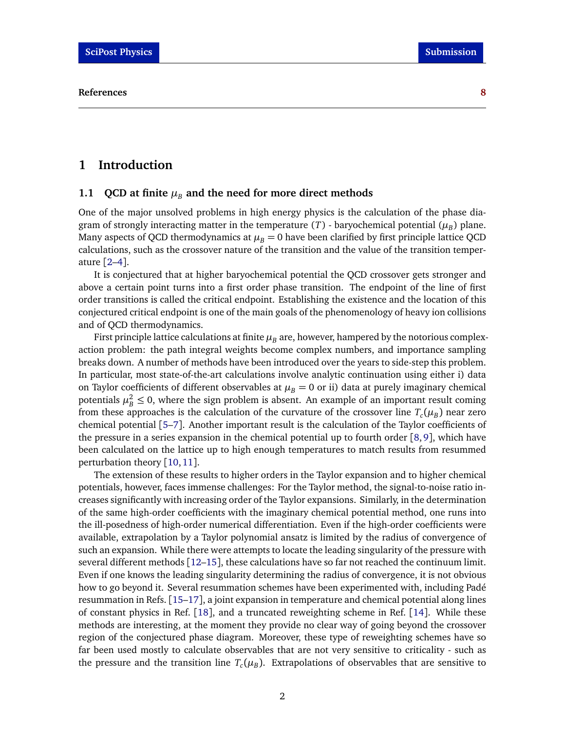References **8**

# 1 Introduction

## 1.1 QCD at finite $\mu_B$ and the need for more direct methods

One of the major unsolved problems in high energy physics is the calculation of the phase diagram of strongly interacting matter in the temperature ($T$) - baryochemical potential ($\mu_B$) plane. Many aspects of QCD thermodynamics at $\mu_B = 0$ have been clarified by first principle lattice QCD calculations, such as the crossover nature of the transition and the value of the transition temperature [2–4].

It is conjectured that at higher baryochemical potential the QCD crossover gets stronger and above a certain point turns into a first order phase transition. The endpoint of the line of first order transitions is called the critical endpoint. Establishing the existence and the location of this conjectured critical endpoint is one of the main goals of the phenomenology of heavy ion collisions and of QCD thermodynamics.

First principle lattice calculations at finite $\mu_B$ are, however, hampered by the notorious complex-action problem: the path integral weights become complex numbers, and importance sampling breaks down. A number of methods have been introduced over the years to side-step this problem. In particular, most state-of-the-art calculations involve analytic continuation using either i) data on Taylor coefficients of different observables at $\mu_B = 0$ or ii) data at purely imaginary chemical potentials $\mu_B^2 \leq 0$, where the sign problem is absent. An example of an important result coming from these approaches is the calculation of the curvature of the crossover line $T_c(\mu_B)$ near zero chemical potential [5–7]. Another important result is the calculation of the Taylor coefficients of the pressure in a series expansion in the chemical potential up to fourth order [8, 9], which have been calculated on the lattice up to high enough temperatures to match results from resummed perturbation theory [10, 11].

The extension of these results to higher orders in the Taylor expansion and to higher chemical potentials, however, faces immense challenges: For the Taylor method, the signal-to-noise ratio increases significantly with increasing order of the Taylor expansions. Similarly, in the determination of the same high-order coefficients with the imaginary chemical potential method, one runs into the ill-posedness of high-order numerical differentiation. Even if the high-order coefficients were available, extrapolation by a Taylor polynomial ansatz is limited by the radius of convergence of such an expansion. While there were attempts to locate the leading singularity of the pressure with several different methods [12–15], these calculations have so far not reached the continuum limit. Even if one knows the leading singularity determining the radius of convergence, it is not obvious how to go beyond it. Several resummation schemes have been experimented with, including Padé resummation in Refs. [15–17], a joint expansion in temperature and chemical potential along lines of constant physics in Ref. [18], and a truncated reweighting scheme in Ref. [14]. While these methods are interesting, at the moment they provide no clear way of going beyond the crossover region of the conjectured phase diagram. Moreover, these type of reweighting schemes have so far been used mostly to calculate observables that are not very sensitive to criticality - such as the pressure and the transition line $T_c(\mu_B)$. Extrapolations of observables that are sensitive to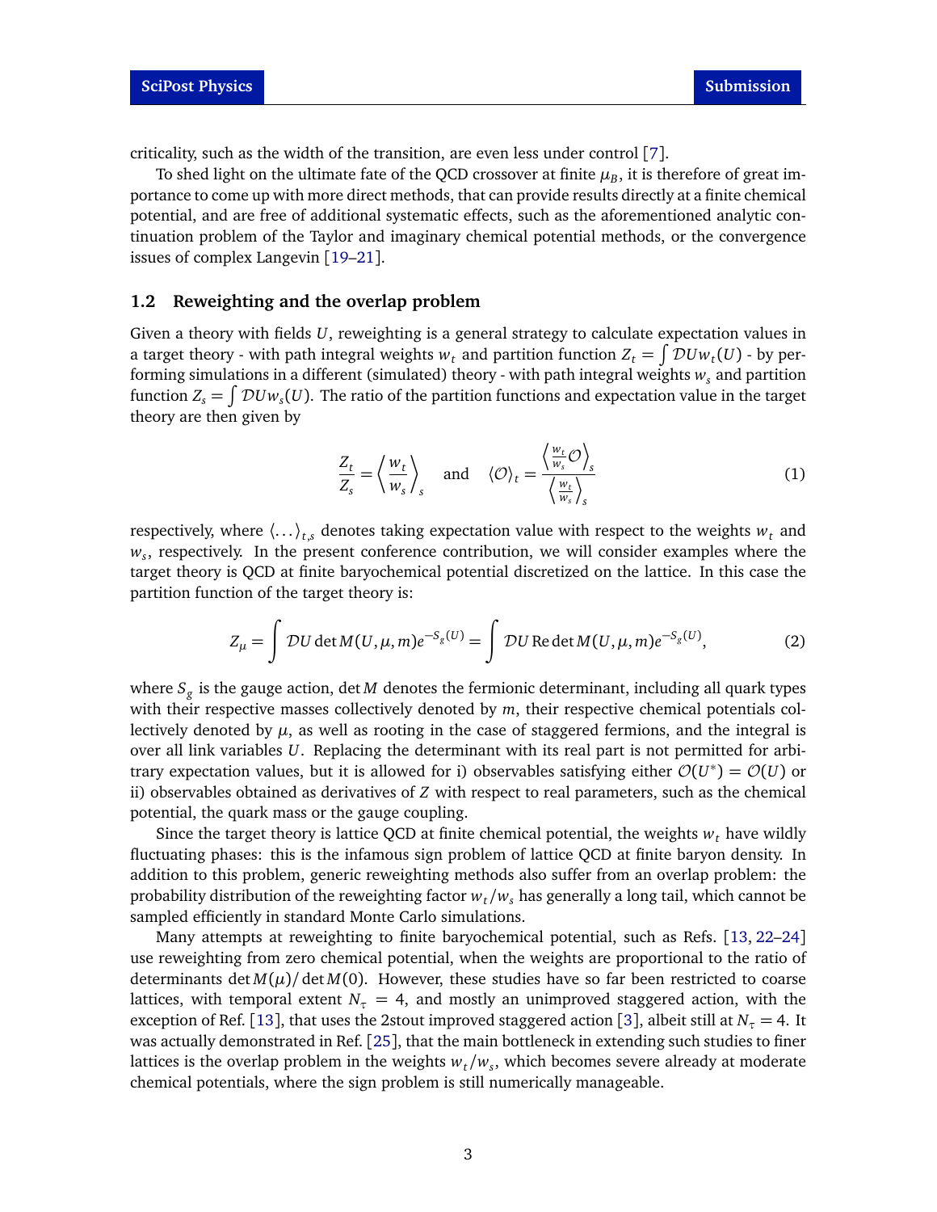criticality, such as the width of the transition, are even less under control [7].

To shed light on the ultimate fate of the QCD crossover at finite $\mu_B$, it is therefore of great importance to come up with more direct methods, that can provide results directly at a finite chemical potential, and are free of additional systematic effects, such as the aforementioned analytic continuation problem of the Taylor and imaginary chemical potential methods, or the convergence issues of complex Langevin [19–21].

### 1.2 Reweighting and the overlap problem

Given a theory with fields $U$, reweighting is a general strategy to calculate expectation values in a target theory - with path integral weights $w_t$ and partition function $Z_t = \int \mathcal{D}U w_t(U)$ - by performing simulations in a different (simulated) theory - with path integral weights $w_s$ and partition function $Z_s = \int \mathcal{D}U w_s(U)$. The ratio of the partition functions and expectation value in the target theory are then given by

$$\frac{Z_t}{Z_s} = \left\langle \frac{w_t}{w_s} \right\rangle_s \quad \text{and} \quad \langle \mathcal{O} \rangle_t = \frac{\left\langle \frac{w_t}{w_s} \mathcal{O} \right\rangle_s}{\left\langle \frac{w_t}{w_s} \right\rangle_s} \tag{1}$$

respectively, where $\langle \dots \rangle_{t,s}$ denotes taking expectation value with respect to the weights $w_t$ and $w_s$, respectively. In the present conference contribution, we will consider examples where the target theory is QCD at finite baryochemical potential discretized on the lattice. In this case the partition function of the target theory is:

$$Z_\mu = \int \mathcal{D}U \det M(U, \mu, m) e^{-S_g(U)} = \int \mathcal{D}U \, \mathrm{Re} \det M(U, \mu, m) e^{-S_g(U)}, \tag{2}$$

where $S_g$ is the gauge action, $\det M$ denotes the fermionic determinant, including all quark types with their respective masses collectively denoted by $m$, their respective chemical potentials collectively denoted by $\mu$, as well as rooting in the case of staggered fermions, and the integral is over all link variables $U$. Replacing the determinant with its real part is not permitted for arbitrary expectation values, but it is allowed for i) observables satisfying either $\mathcal{O}(U^*) = \mathcal{O}(U)$ or ii) observables obtained as derivatives of $Z$ with respect to real parameters, such as the chemical potential, the quark mass or the gauge coupling.

Since the target theory is lattice QCD at finite chemical potential, the weights $w_t$ have wildly fluctuating phases: this is the infamous sign problem of lattice QCD at finite baryon density. In addition to this problem, generic reweighting methods also suffer from an overlap problem: the probability distribution of the reweighting factor $w_t/w_s$ has generally a long tail, which cannot be sampled efficiently in standard Monte Carlo simulations.

Many attempts at reweighting to finite baryochemical potential, such as Refs. [13, 22–24] use reweighting from zero chemical potential, when the weights are proportional to the ratio of determinants $\det M(\mu)/\det M(0)$. However, these studies have so far been restricted to coarse lattices, with temporal extent $N_\tau = 4$, and mostly an unimproved staggered action, with the exception of Ref. [13], that uses the 2stout improved staggered action [3], albeit still at $N_\tau = 4$. It was actually demonstrated in Ref. [25], that the main bottleneck in extending such studies to finer lattices is the overlap problem in the weights $w_t/w_s$, which becomes severe already at moderate chemical potentials, where the sign problem is still numerically manageable.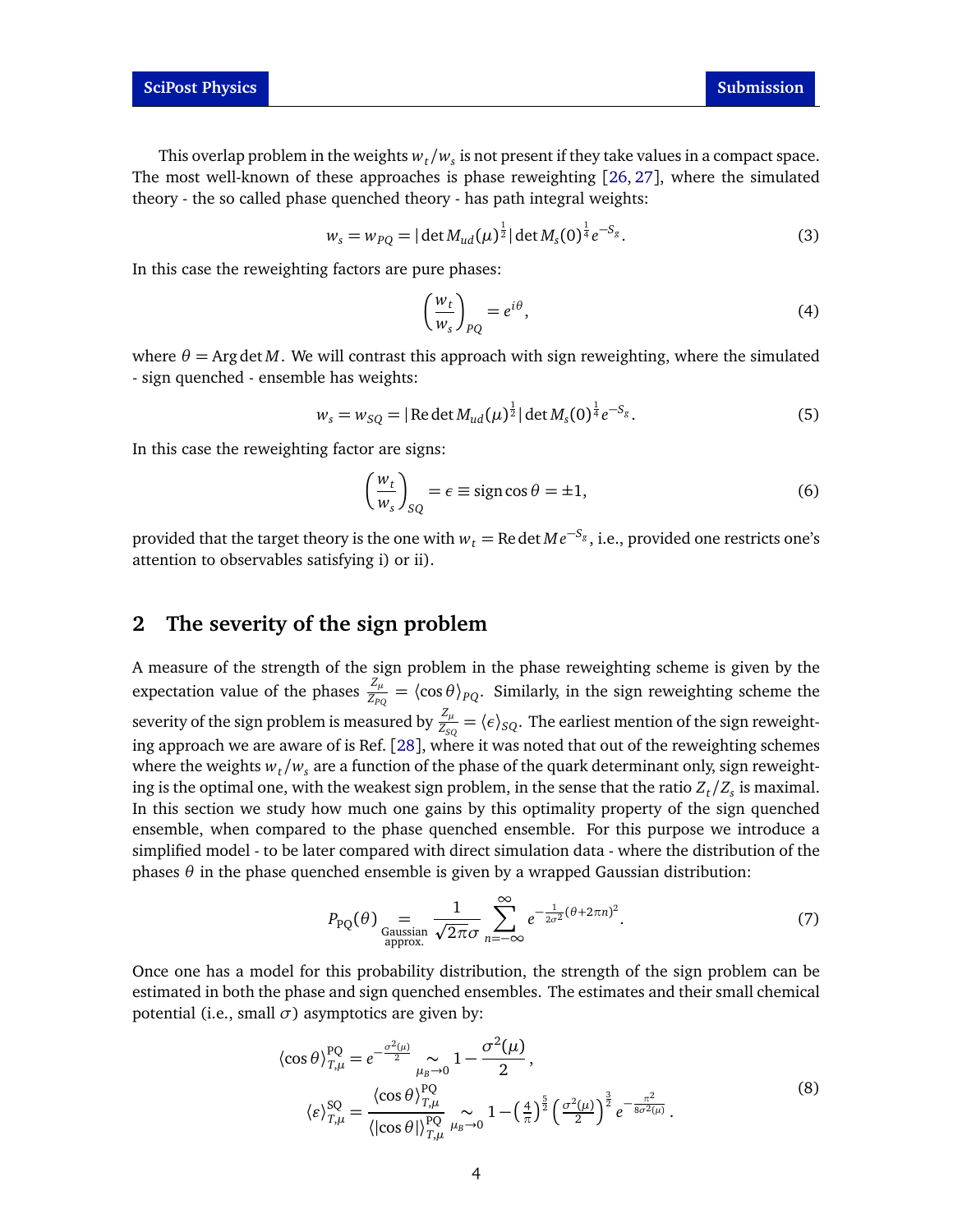This overlap problem in the weights $w_t/w_s$ is not present if they take values in a compact space. The most well-known of these approaches is phase reweighting [26, 27], where the simulated theory - the so called phase quenched theory - has path integral weights:

$$w_s = w_{PQ} = |\det M_{ud}(\mu)^{\frac{1}{2}}|\det M_s(0)^{\frac{1}{4}} e^{-S_g}. \tag{3}$$

In this case the reweighting factors are pure phases:

$$\left(\frac{w_t}{w_s}\right)_{PQ} = e^{i\theta}, \tag{4}$$

where $\theta = \operatorname{Arg}\det M$. We will contrast this approach with sign reweighting, where the simulated - sign quenched - ensemble has weights:

$$w_s = w_{SQ} = |\operatorname{Re}\det M_{ud}(\mu)^{\frac{1}{2}}|\det M_s(0)^{\frac{1}{4}} e^{-S_g}. \tag{5}$$

In this case the reweighting factor are signs:

$$\left(\frac{w_t}{w_s}\right)_{SQ} = \epsilon \equiv \operatorname{sign}\cos\theta = \pm 1, \tag{6}$$

provided that the target theory is the one with $w_t = \operatorname{Re}\det M e^{-S_g}$, i.e., provided one restricts one's attention to observables satisfying i) or ii).

## 2 The severity of the sign problem

A measure of the strength of the sign problem in the phase reweighting scheme is given by the expectation value of the phases $\frac{Z_\mu}{Z_{PQ}} = \langle\cos\theta\rangle_{PQ}$. Similarly, in the sign reweighting scheme the severity of the sign problem is measured by $\frac{Z_\mu}{Z_{SQ}} = \langle\epsilon\rangle_{SQ}$. The earliest mention of the sign reweighting approach we are aware of is Ref. [28], where it was noted that out of the reweighting schemes where the weights $w_t/w_s$ are a function of the phase of the quark determinant only, sign reweighting is the optimal one, with the weakest sign problem, in the sense that the ratio $Z_t/Z_s$ is maximal. In this section we study how much one gains by this optimality property of the sign quenched ensemble, when compared to the phase quenched ensemble. For this purpose we introduce a simplified model - to be later compared with direct simulation data - where the distribution of the phases $\theta$ in the phase quenched ensemble is given by a wrapped Gaussian distribution:

$$P_{\rm PQ}(\theta) \underset{\substack{\text{Gaussian}\\ \text{approx.}}}{=} \frac{1}{\sqrt{2\pi}\sigma} \sum_{n=-\infty}^{\infty} e^{-\frac{1}{2\sigma^2}(\theta+2\pi n)^2}. \tag{7}$$

Once one has a model for this probability distribution, the strength of the sign problem can be estimated in both the phase and sign quenched ensembles. The estimates and their small chemical potential (i.e., small $\sigma$) asymptotics are given by:

$$\begin{aligned}
\langle\cos\theta\rangle^{\rm PQ}_{T,\mu} &= e^{-\frac{\sigma^2(\mu)}{2}} \underset{\mu_B\to 0}{\sim} 1 - \frac{\sigma^2(\mu)}{2}, \\
\langle\varepsilon\rangle^{\rm SQ}_{T,\mu} &= \frac{\langle\cos\theta\rangle^{\rm PQ}_{T,\mu}}{\langle|\cos\theta|\rangle^{\rm PQ}_{T,\mu}} \underset{\mu_B\to 0}{\sim} 1 - \left(\tfrac{4}{\pi}\right)^{\frac{5}{2}} \left(\tfrac{\sigma^2(\mu)}{2}\right)^{\frac{3}{2}} e^{-\frac{\pi^2}{8\sigma^2(\mu)}}.
\end{aligned} \tag{8}$$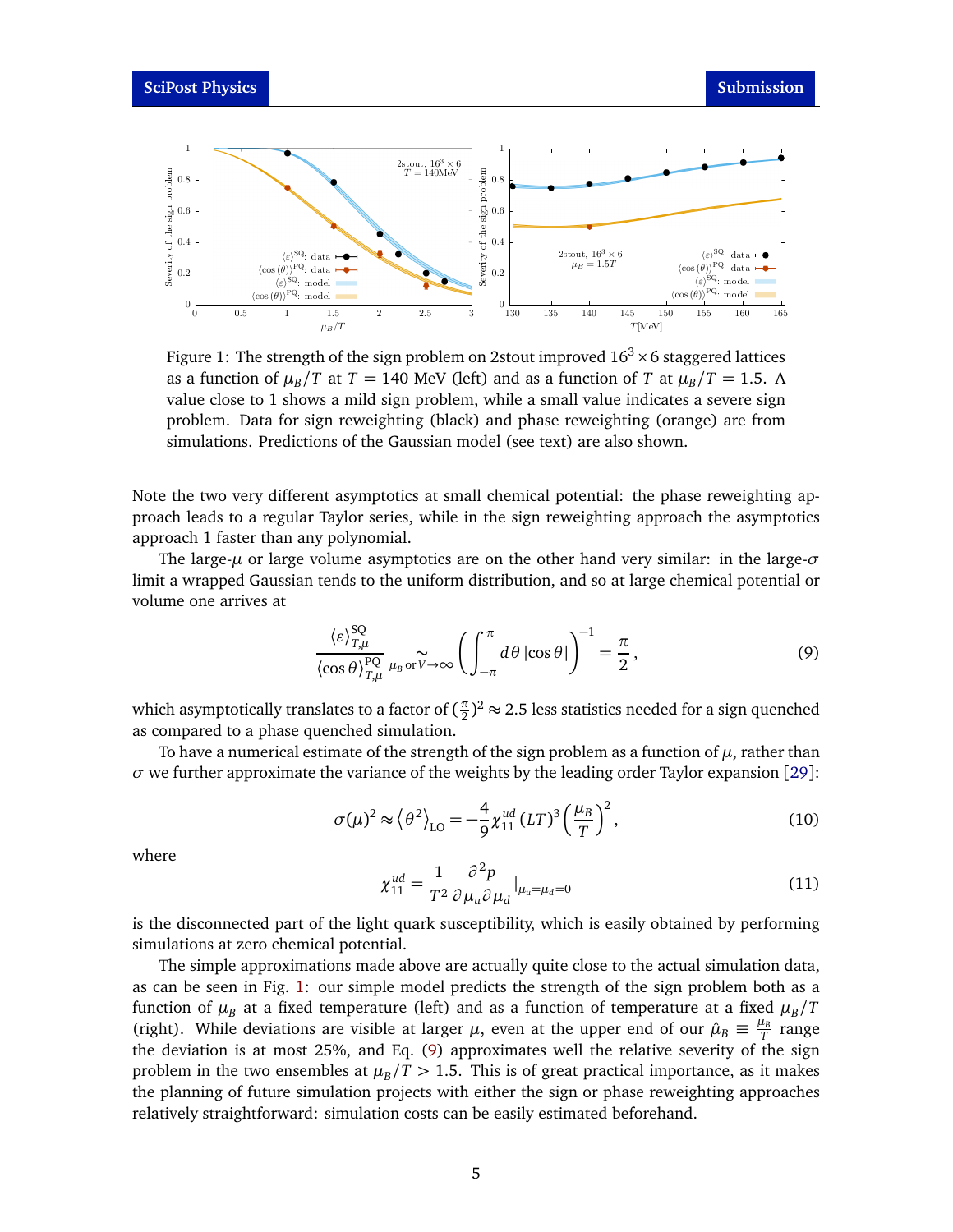Figure 1: The strength of the sign problem on 2stout improved $16^3 \times 6$ staggered lattices as a function of $\mu_B/T$ at $T = 140$ MeV (left) and as a function of $T$ at $\mu_B/T = 1.5$. A value close to 1 shows a mild sign problem, while a small value indicates a severe sign problem. Data for sign reweighting (black) and phase reweighting (orange) are from simulations. Predictions of the Gaussian model (see text) are also shown.

Note the two very different asymptotics at small chemical potential: the phase reweighting approach leads to a regular Taylor series, while in the sign reweighting approach the asymptotics approach 1 faster than any polynomial.

The large-$\mu$ or large volume asymptotics are on the other hand very similar: in the large-$\sigma$ limit a wrapped Gaussian tends to the uniform distribution, and so at large chemical potential or volume one arrives at

$$\frac{\langle \varepsilon \rangle^{\text{SQ}}_{T,\mu}}{\langle \cos\theta \rangle^{\text{PQ}}_{T,\mu}} \underset{\mu_B \text{ or } V\to\infty}{\sim} \left( \int_{-\pi}^{\pi} d\theta \, |\cos\theta| \right)^{-1} = \frac{\pi}{2}, \tag{9}$$

which asymptotically translates to a factor of $(\frac{\pi}{2})^2 \approx 2.5$ less statistics needed for a sign quenched as compared to a phase quenched simulation.

To have a numerical estimate of the strength of the sign problem as a function of $\mu$, rather than $\sigma$ we further approximate the variance of the weights by the leading order Taylor expansion [29]:

$$\sigma(\mu)^2 \approx \left\langle \theta^2 \right\rangle_{\text{LO}} = -\frac{4}{9} \chi^{ud}_{11} (LT)^3 \left( \frac{\mu_B}{T} \right)^2, \tag{10}$$

where

$$\chi^{ud}_{11} = \frac{1}{T^2} \frac{\partial^2 p}{\partial \mu_u \partial \mu_d} |_{\mu_u=\mu_d=0} \tag{11}$$

is the disconnected part of the light quark susceptibility, which is easily obtained by performing simulations at zero chemical potential.

The simple approximations made above are actually quite close to the actual simulation data, as can be seen in Fig. 1: our simple model predicts the strength of the sign problem both as a function of $\mu_B$ at a fixed temperature (left) and as a function of temperature at a fixed $\mu_B/T$ (right). While deviations are visible at larger $\mu$, even at the upper end of our $\hat{\mu}_B \equiv \frac{\mu_B}{T}$ range the deviation is at most 25%, and Eq. (9) approximates well the relative severity of the sign problem in the two ensembles at $\mu_B/T > 1.5$. This is of great practical importance, as it makes the planning of future simulation projects with either the sign or phase reweighting approaches relatively straightforward: simulation costs can be easily estimated beforehand.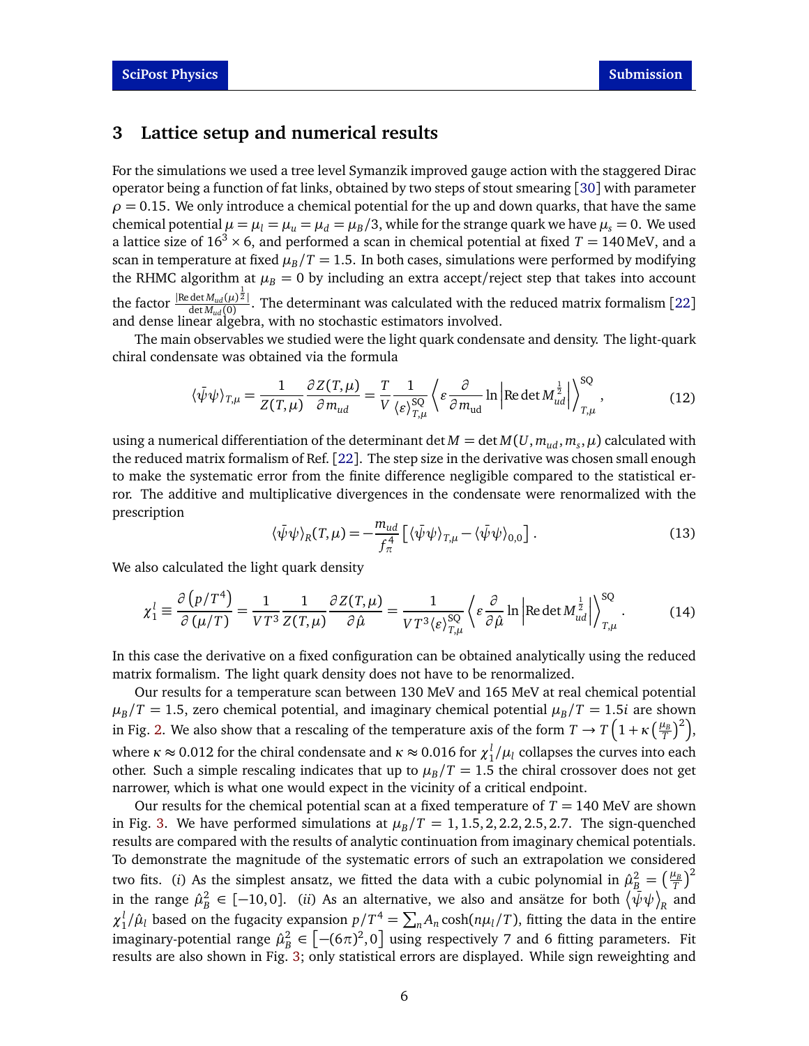## 3 Lattice setup and numerical results

For the simulations we used a tree level Symanzik improved gauge action with the staggered Dirac operator being a function of fat links, obtained by two steps of stout smearing [30] with parameter $\rho = 0.15$. We only introduce a chemical potential for the up and down quarks, that have the same chemical potential $\mu = \mu_l = \mu_u = \mu_d = \mu_B/3$, while for the strange quark we have $\mu_s = 0$. We used a lattice size of $16^3 \times 6$, and performed a scan in chemical potential at fixed $T = 140\,\mathrm{MeV}$, and a scan in temperature at fixed $\mu_B/T = 1.5$. In both cases, simulations were performed by modifying the RHMC algorithm at $\mu_B = 0$ by including an extra accept/reject step that takes into account the factor $\frac{|\mathrm{Re}\det M_{ud}(\mu)^{\frac{1}{2}}|}{\det M_{ud}(0)}$. The determinant was calculated with the reduced matrix formalism [22] and dense linear algebra, with no stochastic estimators involved.

The main observables we studied were the light quark condensate and density. The light-quark chiral condensate was obtained via the formula

$$\langle\bar{\psi}\psi\rangle_{T,\mu} = \frac{1}{Z(T,\mu)}\frac{\partial Z(T,\mu)}{\partial m_{ud}} = \frac{T}{V}\frac{1}{\langle\varepsilon\rangle^{\mathrm{SQ}}_{T,\mu}}\left\langle \varepsilon\frac{\partial}{\partial m_{\mathrm{ud}}}\ln\left|\mathrm{Re}\det M_{ud}^{\frac{1}{2}}\right|\right\rangle^{\mathrm{SQ}}_{T,\mu}, \tag{12}$$

using a numerical differentiation of the determinant $\det M = \det M(U, m_{ud}, m_s, \mu)$ calculated with the reduced matrix formalism of Ref. [22]. The step size in the derivative was chosen small enough to make the systematic error from the finite difference negligible compared to the statistical error. The additive and multiplicative divergences in the condensate were renormalized with the prescription

$$\langle\bar{\psi}\psi\rangle_R(T,\mu) = -\frac{m_{ud}}{f_\pi^4}\left[\langle\bar{\psi}\psi\rangle_{T,\mu} - \langle\bar{\psi}\psi\rangle_{0,0}\right]. \tag{13}$$

We also calculated the light quark density

$$\chi_1^l \equiv \frac{\partial\left(p/T^4\right)}{\partial\left(\mu/T\right)} = \frac{1}{VT^3}\frac{1}{Z(T,\mu)}\frac{\partial Z(T,\mu)}{\partial\hat{\mu}} = \frac{1}{VT^3\langle\varepsilon\rangle^{\mathrm{SQ}}_{T,\mu}}\left\langle \varepsilon\frac{\partial}{\partial\hat{\mu}}\ln\left|\mathrm{Re}\det M_{ud}^{\frac{1}{2}}\right|\right\rangle^{\mathrm{SQ}}_{T,\mu}. \tag{14}$$

In this case the derivative on a fixed configuration can be obtained analytically using the reduced matrix formalism. The light quark density does not have to be renormalized.

Our results for a temperature scan between 130 MeV and 165 MeV at real chemical potential $\mu_B/T = 1.5$, zero chemical potential, and imaginary chemical potential $\mu_B/T = 1.5i$ are shown in Fig. 2. We also show that a rescaling of the temperature axis of the form $T \to T\left(1 + \kappa\left(\frac{\mu_B}{T}\right)^2\right)$, where $\kappa \approx 0.012$ for the chiral condensate and $\kappa \approx 0.016$ for $\chi_1^l/\mu_l$ collapses the curves into each other. Such a simple rescaling indicates that up to $\mu_B/T = 1.5$ the chiral crossover does not get narrower, which is what one would expect in the vicinity of a critical endpoint.

Our results for the chemical potential scan at a fixed temperature of $T = 140$ MeV are shown in Fig. 3. We have performed simulations at $\mu_B/T = 1, 1.5, 2, 2.2, 2.5, 2.7$. The sign-quenched results are compared with the results of analytic continuation from imaginary chemical potentials. To demonstrate the magnitude of the systematic errors of such an extrapolation we considered two fits. (*i*) As the simplest ansatz, we fitted the data with a cubic polynomial in $\hat{\mu}_B^2 = \left(\frac{\mu_B}{T}\right)^2$ in the range $\hat{\mu}_B^2 \in [-10, 0]$. (*ii*) As an alternative, we also and ansätze for both $\left\langle\bar{\psi}\psi\right\rangle_R$ and $\chi_1^l/\hat{\mu}_l$ based on the fugacity expansion $p/T^4 = \sum_n A_n \cosh(n\mu_l/T)$, fitting the data in the entire imaginary-potential range $\hat{\mu}_B^2 \in \left[-(6\pi)^2, 0\right]$ using respectively 7 and 6 fitting parameters. Fit results are also shown in Fig. 3; only statistical errors are displayed. While sign reweighting and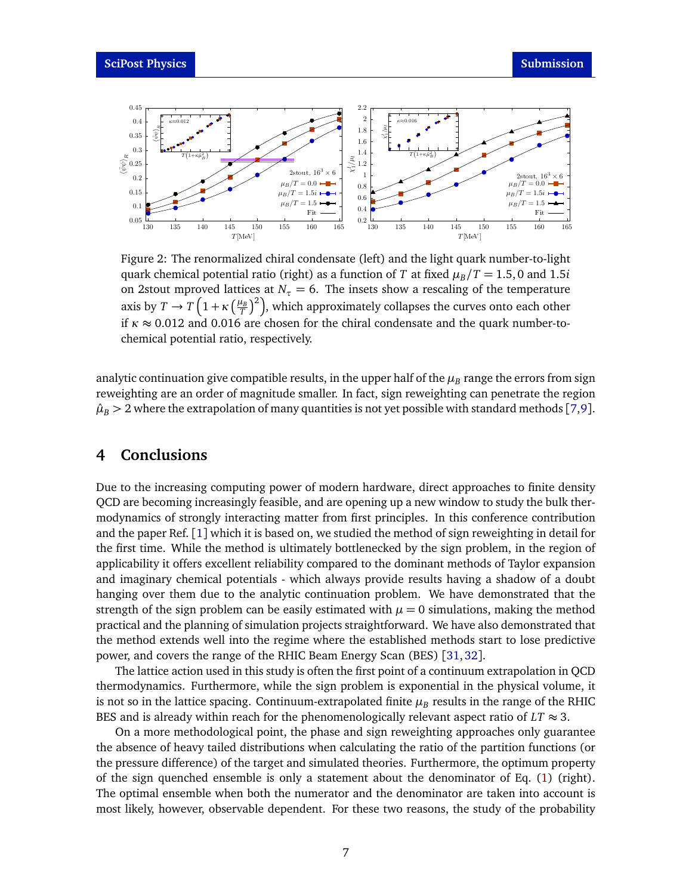Figure 2: The renormalized chiral condensate (left) and the light quark number-to-light quark chemical potential ratio (right) as a function of $T$ at fixed $\mu_B/T = 1.5, 0$ and $1.5i$ on 2stout mproved lattices at $N_\tau = 6$. The insets show a rescaling of the temperature axis by $T \to T\left(1+\kappa\left(\frac{\mu_B}{T}\right)^2\right)$, which approximately collapses the curves onto each other if $\kappa \approx 0.012$ and $0.016$ are chosen for the chiral condensate and the quark number-to-chemical potential ratio, respectively.

analytic continuation give compatible results, in the upper half of the $\mu_B$ range the errors from sign reweighting are an order of magnitude smaller. In fact, sign reweighting can penetrate the region $\hat{\mu}_B > 2$ where the extrapolation of many quantities is not yet possible with standard methods [7,9].

# 4 Conclusions

Due to the increasing computing power of modern hardware, direct approaches to finite density QCD are becoming increasingly feasible, and are opening up a new window to study the bulk thermodynamics of strongly interacting matter from first principles. In this conference contribution and the paper Ref. [1] which it is based on, we studied the method of sign reweighting in detail for the first time. While the method is ultimately bottlenecked by the sign problem, in the region of applicability it offers excellent reliability compared to the dominant methods of Taylor expansion and imaginary chemical potentials - which always provide results having a shadow of a doubt hanging over them due to the analytic continuation problem. We have demonstrated that the strength of the sign problem can be easily estimated with $\mu = 0$ simulations, making the method practical and the planning of simulation projects straightforward. We have also demonstrated that the method extends well into the regime where the established methods start to lose predictive power, and covers the range of the RHIC Beam Energy Scan (BES) [31,32].

The lattice action used in this study is often the first point of a continuum extrapolation in QCD thermodynamics. Furthermore, while the sign problem is exponential in the physical volume, it is not so in the lattice spacing. Continuum-extrapolated finite $\mu_B$ results in the range of the RHIC BES and is already within reach for the phenomenologically relevant aspect ratio of $LT \approx 3$.

On a more methodological point, the phase and sign reweighting approaches only guarantee the absence of heavy tailed distributions when calculating the ratio of the partition functions (or the pressure difference) of the target and simulated theories. Furthermore, the optimum property of the sign quenched ensemble is only a statement about the denominator of Eq. (1) (right). The optimal ensemble when both the numerator and the denominator are taken into account is most likely, however, observable dependent. For these two reasons, the study of the probability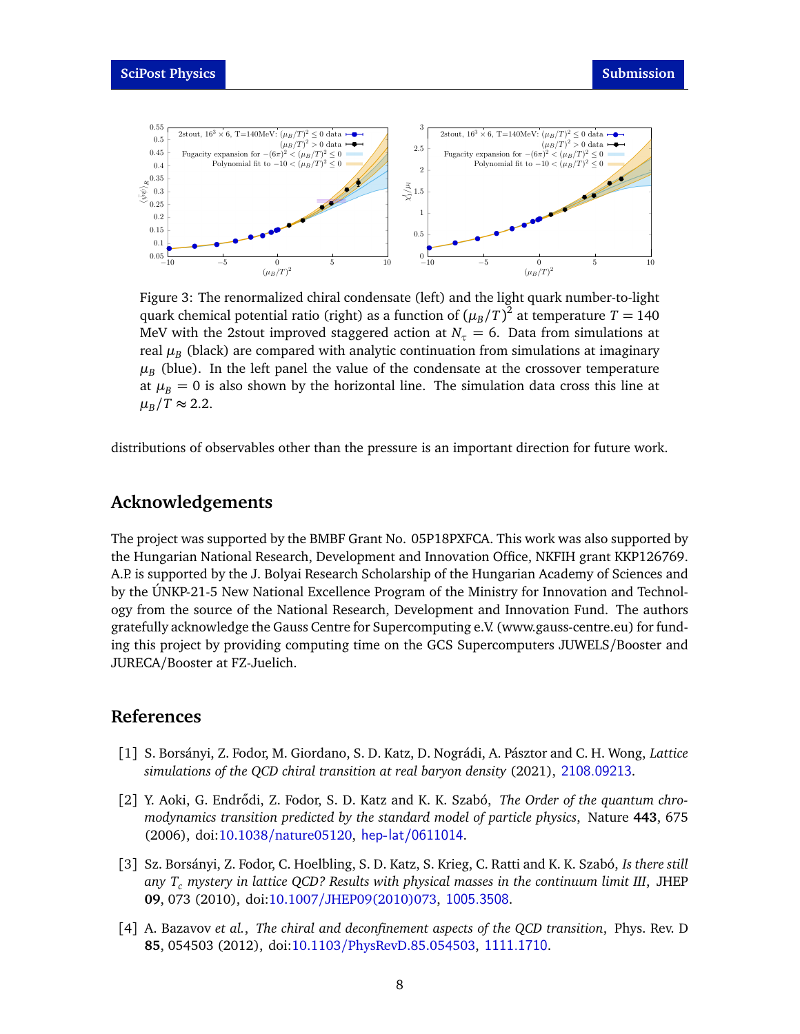Figure 3: The renormalized chiral condensate (left) and the light quark number-to-light quark chemical potential ratio (right) as a function of $(\mu_B/T)^2$ at temperature $T = 140$ MeV with the 2stout improved staggered action at $N_\tau = 6$. Data from simulations at real $\mu_B$ (black) are compared with analytic continuation from simulations at imaginary $\mu_B$ (blue). In the left panel the value of the condensate at the crossover temperature at $\mu_B = 0$ is also shown by the horizontal line. The simulation data cross this line at $\mu_B/T \approx 2.2$.

distributions of observables other than the pressure is an important direction for future work.

## Acknowledgements

The project was supported by the BMBF Grant No. 05P18PXFCA. This work was also supported by the Hungarian National Research, Development and Innovation Office, NKFIH grant KKP126769. A.P. is supported by the J. Bolyai Research Scholarship of the Hungarian Academy of Sciences and by the ÚNKP-21-5 New National Excellence Program of the Ministry for Innovation and Technology from the source of the National Research, Development and Innovation Fund. The authors gratefully acknowledge the Gauss Centre for Supercomputing e.V. (www.gauss-centre.eu) for funding this project by providing computing time on the GCS Supercomputers JUWELS/Booster and JURECA/Booster at FZ-Juelich.

## References

[1] S. Borsányi, Z. Fodor, M. Giordano, S. D. Katz, D. Nográdi, A. Pásztor and C. H. Wong, *Lattice simulations of the QCD chiral transition at real baryon density* (2021), 2108.09213.

[2] Y. Aoki, G. Endrődi, Z. Fodor, S. D. Katz and K. K. Szabó, *The Order of the quantum chromodynamics transition predicted by the standard model of particle physics*, Nature **443**, 675 (2006), doi:10.1038/nature05120, hep-lat/0611014.

[3] Sz. Borsányi, Z. Fodor, C. Hoelbling, S. D. Katz, S. Krieg, C. Ratti and K. K. Szabó, *Is there still any $T_c$ mystery in lattice QCD? Results with physical masses in the continuum limit III*, JHEP **09**, 073 (2010), doi:10.1007/JHEP09(2010)073, 1005.3508.

[4] A. Bazavov *et al.*, *The chiral and deconfinement aspects of the QCD transition*, Phys. Rev. D **85**, 054503 (2012), doi:10.1103/PhysRevD.85.054503, 1111.1710.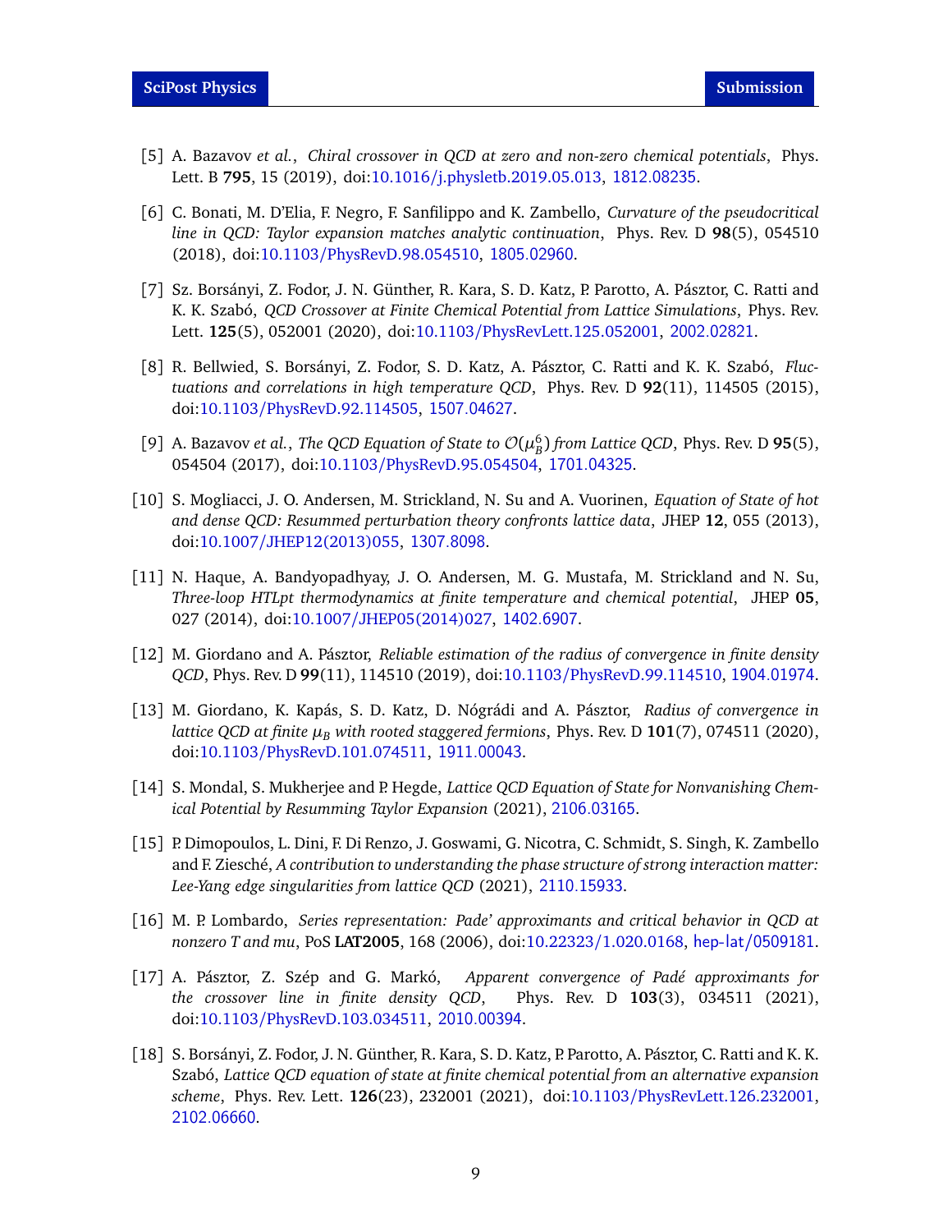[5] A. Bazavov *et al.*, *Chiral crossover in QCD at zero and non-zero chemical potentials*, Phys. Lett. B **795**, 15 (2019), doi:10.1016/j.physletb.2019.05.013, 1812.08235.

[6] C. Bonati, M. D'Elia, F. Negro, F. Sanfilippo and K. Zambello, *Curvature of the pseudocritical line in QCD: Taylor expansion matches analytic continuation*, Phys. Rev. D **98**(5), 054510 (2018), doi:10.1103/PhysRevD.98.054510, 1805.02960.

[7] Sz. Borsányi, Z. Fodor, J. N. Günther, R. Kara, S. D. Katz, P. Parotto, A. Pásztor, C. Ratti and K. K. Szabó, *QCD Crossover at Finite Chemical Potential from Lattice Simulations*, Phys. Rev. Lett. **125**(5), 052001 (2020), doi:10.1103/PhysRevLett.125.052001, 2002.02821.

[8] R. Bellwied, S. Borsányi, Z. Fodor, S. D. Katz, A. Pásztor, C. Ratti and K. K. Szabó, *Fluctuations and correlations in high temperature QCD*, Phys. Rev. D **92**(11), 114505 (2015), doi:10.1103/PhysRevD.92.114505, 1507.04627.

[9] A. Bazavov *et al.*, *The QCD Equation of State to $\mathcal{O}(\mu_B^6)$ from Lattice QCD*, Phys. Rev. D **95**(5), 054504 (2017), doi:10.1103/PhysRevD.95.054504, 1701.04325.

[10] S. Mogliacci, J. O. Andersen, M. Strickland, N. Su and A. Vuorinen, *Equation of State of hot and dense QCD: Resummed perturbation theory confronts lattice data*, JHEP **12**, 055 (2013), doi:10.1007/JHEP12(2013)055, 1307.8098.

[11] N. Haque, A. Bandyopadhyay, J. O. Andersen, M. G. Mustafa, M. Strickland and N. Su, *Three-loop HTLpt thermodynamics at finite temperature and chemical potential*, JHEP **05**, 027 (2014), doi:10.1007/JHEP05(2014)027, 1402.6907.

[12] M. Giordano and A. Pásztor, *Reliable estimation of the radius of convergence in finite density QCD*, Phys. Rev. D **99**(11), 114510 (2019), doi:10.1103/PhysRevD.99.114510, 1904.01974.

[13] M. Giordano, K. Kapás, S. D. Katz, D. Nógrádi and A. Pásztor, *Radius of convergence in lattice QCD at finite $\mu_B$ with rooted staggered fermions*, Phys. Rev. D **101**(7), 074511 (2020), doi:10.1103/PhysRevD.101.074511, 1911.00043.

[14] S. Mondal, S. Mukherjee and P. Hegde, *Lattice QCD Equation of State for Nonvanishing Chemical Potential by Resumming Taylor Expansion* (2021), 2106.03165.

[15] P. Dimopoulos, L. Dini, F. Di Renzo, J. Goswami, G. Nicotra, C. Schmidt, S. Singh, K. Zambello and F. Ziesché, *A contribution to understanding the phase structure of strong interaction matter: Lee-Yang edge singularities from lattice QCD* (2021), 2110.15933.

[16] M. P. Lombardo, *Series representation: Pade' approximants and critical behavior in QCD at nonzero T and mu*, PoS **LAT2005**, 168 (2006), doi:10.22323/1.020.0168, hep-lat/0509181.

[17] A. Pásztor, Z. Szép and G. Markó, *Apparent convergence of Padé approximants for the crossover line in finite density QCD*, Phys. Rev. D **103**(3), 034511 (2021), doi:10.1103/PhysRevD.103.034511, 2010.00394.

[18] S. Borsányi, Z. Fodor, J. N. Günther, R. Kara, S. D. Katz, P. Parotto, A. Pásztor, C. Ratti and K. K. Szabó, *Lattice QCD equation of state at finite chemical potential from an alternative expansion scheme*, Phys. Rev. Lett. **126**(23), 232001 (2021), doi:10.1103/PhysRevLett.126.232001, 2102.06660.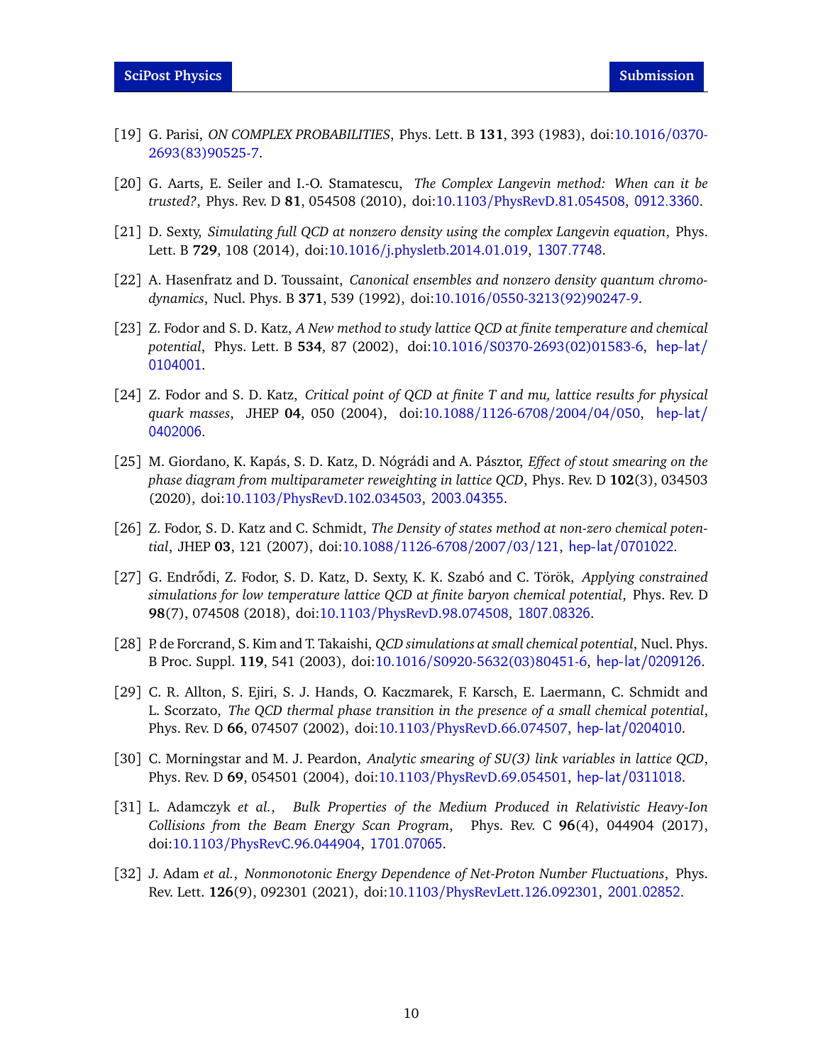[19] G. Parisi, *ON COMPLEX PROBABILITIES*, Phys. Lett. B **131**, 393 (1983), doi:10.1016/0370-2693(83)90525-7.

[20] G. Aarts, E. Seiler and I.-O. Stamatescu, *The Complex Langevin method: When can it be trusted?*, Phys. Rev. D **81**, 054508 (2010), doi:10.1103/PhysRevD.81.054508, 0912.3360.

[21] D. Sexty, *Simulating full QCD at nonzero density using the complex Langevin equation*, Phys. Lett. B **729**, 108 (2014), doi:10.1016/j.physletb.2014.01.019, 1307.7748.

[22] A. Hasenfratz and D. Toussaint, *Canonical ensembles and nonzero density quantum chromodynamics*, Nucl. Phys. B **371**, 539 (1992), doi:10.1016/0550-3213(92)90247-9.

[23] Z. Fodor and S. D. Katz, *A New method to study lattice QCD at finite temperature and chemical potential*, Phys. Lett. B **534**, 87 (2002), doi:10.1016/S0370-2693(02)01583-6, hep-lat/0104001.

[24] Z. Fodor and S. D. Katz, *Critical point of QCD at finite T and mu, lattice results for physical quark masses*, JHEP **04**, 050 (2004), doi:10.1088/1126-6708/2004/04/050, hep-lat/0402006.

[25] M. Giordano, K. Kapás, S. D. Katz, D. Nógrádi and A. Pásztor, *Effect of stout smearing on the phase diagram from multiparameter reweighting in lattice QCD*, Phys. Rev. D **102**(3), 034503 (2020), doi:10.1103/PhysRevD.102.034503, 2003.04355.

[26] Z. Fodor, S. D. Katz and C. Schmidt, *The Density of states method at non-zero chemical potential*, JHEP **03**, 121 (2007), doi:10.1088/1126-6708/2007/03/121, hep-lat/0701022.

[27] G. Endrődi, Z. Fodor, S. D. Katz, D. Sexty, K. K. Szabó and C. Török, *Applying constrained simulations for low temperature lattice QCD at finite baryon chemical potential*, Phys. Rev. D **98**(7), 074508 (2018), doi:10.1103/PhysRevD.98.074508, 1807.08326.

[28] P. de Forcrand, S. Kim and T. Takaishi, *QCD simulations at small chemical potential*, Nucl. Phys. B Proc. Suppl. **119**, 541 (2003), doi:10.1016/S0920-5632(03)80451-6, hep-lat/0209126.

[29] C. R. Allton, S. Ejiri, S. J. Hands, O. Kaczmarek, F. Karsch, E. Laermann, C. Schmidt and L. Scorzato, *The QCD thermal phase transition in the presence of a small chemical potential*, Phys. Rev. D **66**, 074507 (2002), doi:10.1103/PhysRevD.66.074507, hep-lat/0204010.

[30] C. Morningstar and M. J. Peardon, *Analytic smearing of SU(3) link variables in lattice QCD*, Phys. Rev. D **69**, 054501 (2004), doi:10.1103/PhysRevD.69.054501, hep-lat/0311018.

[31] L. Adamczyk *et al.*, *Bulk Properties of the Medium Produced in Relativistic Heavy-Ion Collisions from the Beam Energy Scan Program*, Phys. Rev. C **96**(4), 044904 (2017), doi:10.1103/PhysRevC.96.044904, 1701.07065.

[32] J. Adam *et al.*, *Nonmonotonic Energy Dependence of Net-Proton Number Fluctuations*, Phys. Rev. Lett. **126**(9), 092301 (2021), doi:10.1103/PhysRevLett.126.092301, 2001.02852.